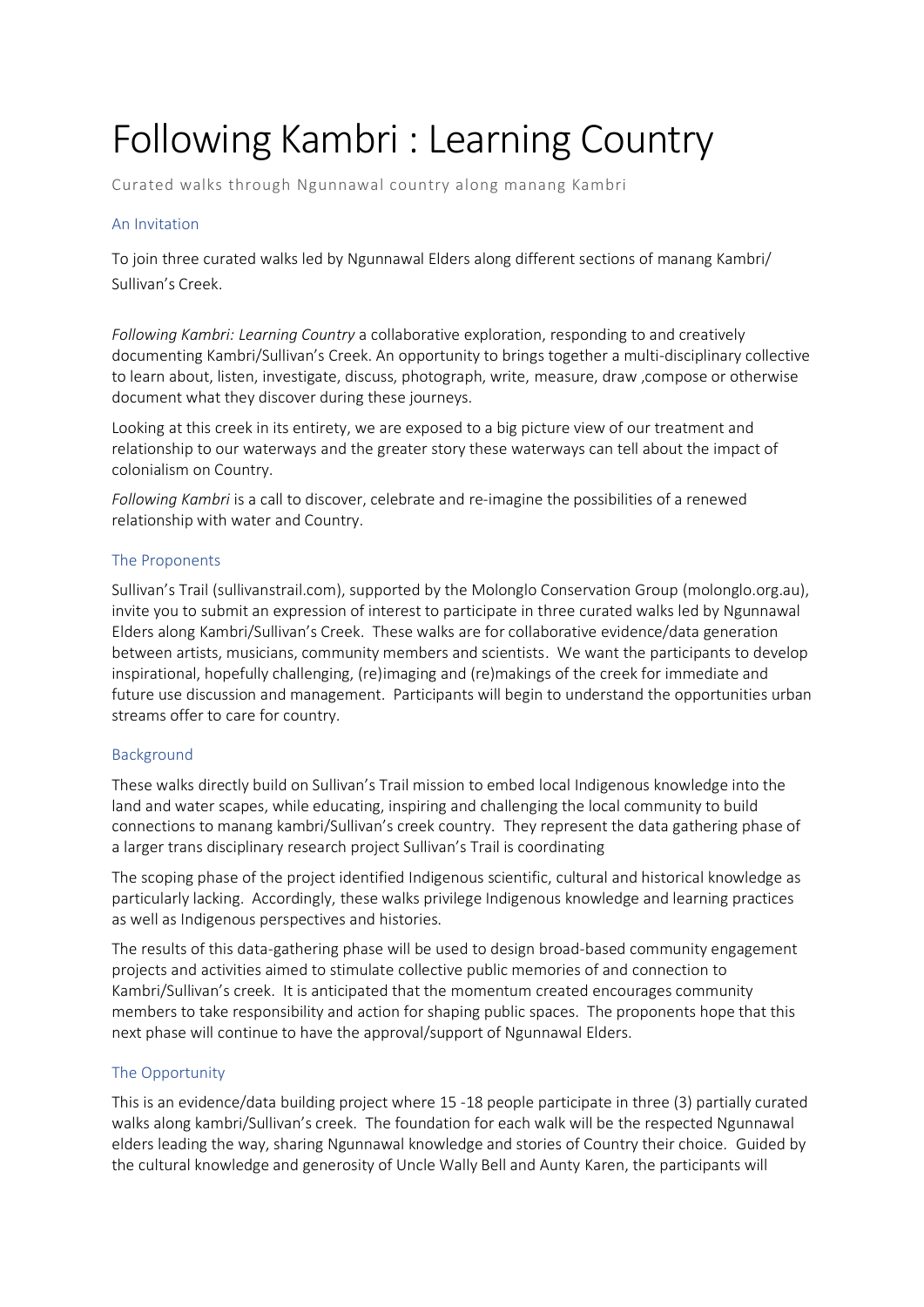# Following Kambri : Learning Country

Curated walks through Ngunnawal country along manang Kambri

## An Invitation

To join three curated walks led by Ngunnawal Elders along different sections of manang Kambri/ Sullivan's Creek.

*Following Kambri: Learning Country* a collaborative exploration, responding to and creatively documenting Kambri/Sullivan's Creek. An opportunity to brings together a multi-disciplinary collective to learn about, listen, investigate, discuss, photograph, write, measure, draw ,compose or otherwise document what they discover during these journeys.

Looking at this creek in its entirety, we are exposed to a big picture view of our treatment and relationship to our waterways and the greater story these waterways can tell about the impact of colonialism on Country.

*Following Kambri* is a call to discover, celebrate and re-imagine the possibilities of a renewed relationship with water and Country.

## The Proponents

Sullivan's Trail (sullivanstrail.com), supported by the Molonglo Conservation Group (molonglo.org.au), invite you to submit an expression of interest to participate in three curated walks led by Ngunnawal Elders along Kambri/Sullivan's Creek. These walks are for collaborative evidence/data generation between artists, musicians, community members and scientists. We want the participants to develop inspirational, hopefully challenging, (re)imaging and (re)makings of the creek for immediate and future use discussion and management. Participants will begin to understand the opportunities urban streams offer to care for country.

## Background

These walks directly build on Sullivan's Trail mission to embed local Indigenous knowledge into the land and water scapes, while educating, inspiring and challenging the local community to build connections to manang kambri/Sullivan's creek country. They represent the data gathering phase of a larger trans disciplinary research project Sullivan's Trail is coordinating

The scoping phase of the project identified Indigenous scientific, cultural and historical knowledge as particularly lacking. Accordingly, these walks privilege Indigenous knowledge and learning practices as well as Indigenous perspectives and histories.

The results of this data-gathering phase will be used to design broad-based community engagement projects and activities aimed to stimulate collective public memories of and connection to Kambri/Sullivan's creek. It is anticipated that the momentum created encourages community members to take responsibility and action for shaping public spaces. The proponents hope that this next phase will continue to have the approval/support of Ngunnawal Elders.

## The Opportunity

This is an evidence/data building project where 15 -18 people participate in three (3) partially curated walks along kambri/Sullivan's creek. The foundation for each walk will be the respected Ngunnawal elders leading the way, sharing Ngunnawal knowledge and stories of Country their choice. Guided by the cultural knowledge and generosity of Uncle Wally Bell and Aunty Karen, the participants will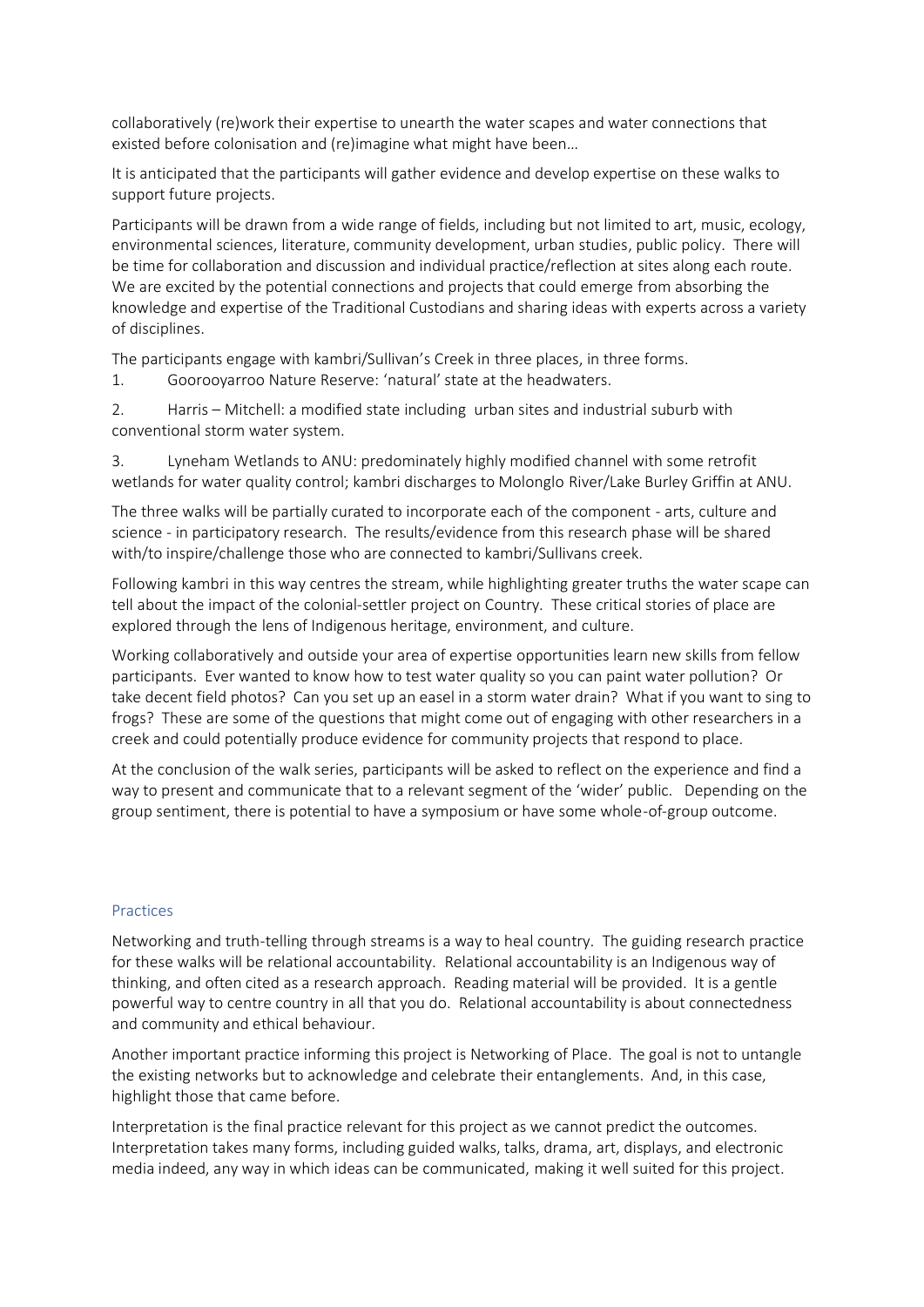collaboratively (re)work their expertise to unearth the water scapes and water connections that existed before colonisation and (re)imagine what might have been…

It is anticipated that the participants will gather evidence and develop expertise on these walks to support future projects.

Participants will be drawn from a wide range of fields, including but not limited to art, music, ecology, environmental sciences, literature, community development, urban studies, public policy. There will be time for collaboration and discussion and individual practice/reflection at sites along each route. We are excited by the potential connections and projects that could emerge from absorbing the knowledge and expertise of the Traditional Custodians and sharing ideas with experts across a variety of disciplines.

The participants engage with kambri/Sullivan's Creek in three places, in three forms.

1. Goorooyarroo Nature Reserve: 'natural' state at the headwaters.

2. Harris – Mitchell: a modified state including urban sites and industrial suburb with conventional storm water system.

3. Lyneham Wetlands to ANU: predominately highly modified channel with some retrofit wetlands for water quality control; kambri discharges to Molonglo River/Lake Burley Griffin at ANU.

The three walks will be partially curated to incorporate each of the component - arts, culture and science - in participatory research. The results/evidence from this research phase will be shared with/to inspire/challenge those who are connected to kambri/Sullivans creek.

Following kambri in this way centres the stream, while highlighting greater truths the water scape can tell about the impact of the colonial-settler project on Country. These critical stories of place are explored through the lens of Indigenous heritage, environment, and culture.

Working collaboratively and outside your area of expertise opportunities learn new skills from fellow participants. Ever wanted to know how to test water quality so you can paint water pollution? Or take decent field photos? Can you set up an easel in a storm water drain? What if you want to sing to frogs? These are some of the questions that might come out of engaging with other researchers in a creek and could potentially produce evidence for community projects that respond to place.

At the conclusion of the walk series, participants will be asked to reflect on the experience and find a way to present and communicate that to a relevant segment of the 'wider' public. Depending on the group sentiment, there is potential to have a symposium or have some whole-of-group outcome.

## Practices

Networking and truth-telling through streams is a way to heal country. The guiding research practice for these walks will be relational accountability. Relational accountability is an Indigenous way of thinking, and often cited as a research approach. Reading material will be provided. It is a gentle powerful way to centre country in all that you do. Relational accountability is about connectedness and community and ethical behaviour.

Another important practice informing this project is Networking of Place. The goal is not to untangle the existing networks but to acknowledge and celebrate their entanglements. And, in this case, highlight those that came before.

Interpretation is the final practice relevant for this project as we cannot predict the outcomes. Interpretation takes many forms, including guided walks, talks, drama, art, displays, and electronic media indeed, any way in which ideas can be communicated, making it well suited for this project.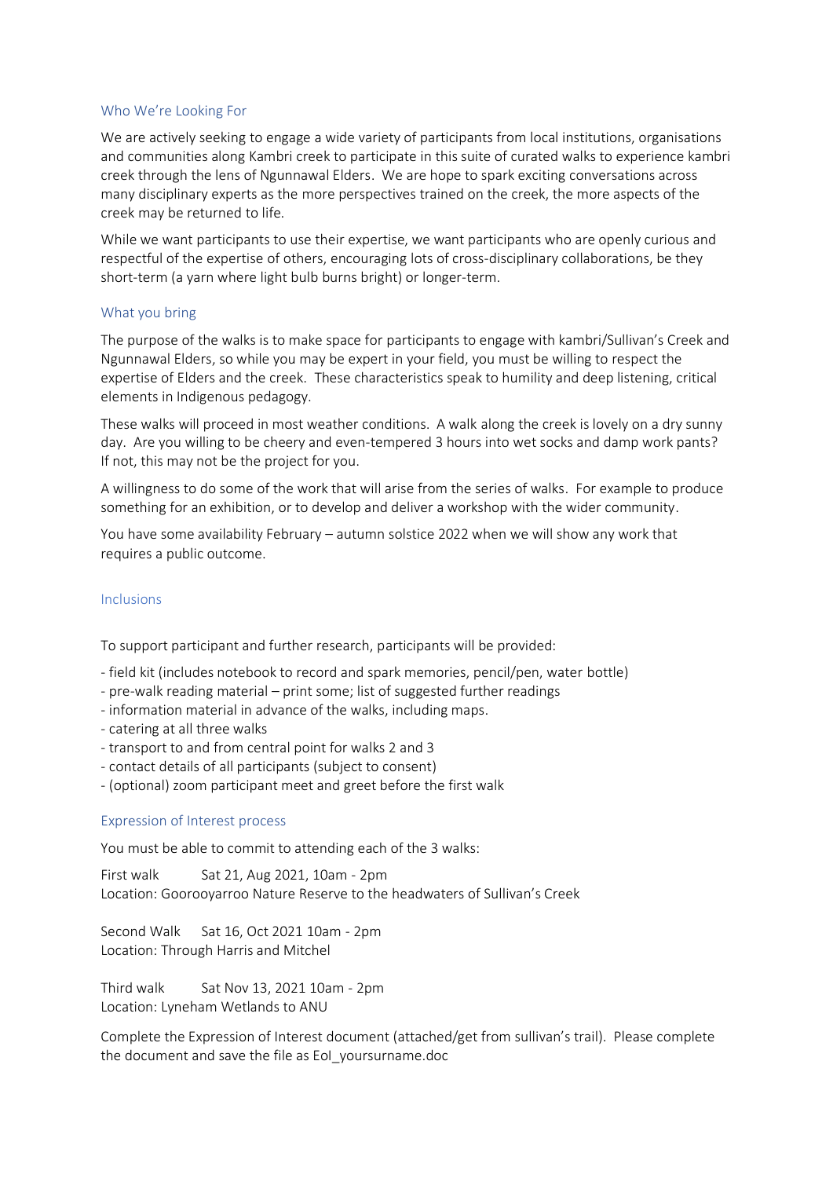## Who We're Looking For

We are actively seeking to engage a wide variety of participants from local institutions, organisations and communities along Kambri creek to participate in this suite of curated walks to experience kambri creek through the lens of Ngunnawal Elders. We are hope to spark exciting conversations across many disciplinary experts as the more perspectives trained on the creek, the more aspects of the creek may be returned to life.

While we want participants to use their expertise, we want participants who are openly curious and respectful of the expertise of others, encouraging lots of cross-disciplinary collaborations, be they short-term (a yarn where light bulb burns bright) or longer-term.

## What you bring

The purpose of the walks is to make space for participants to engage with kambri/Sullivan's Creek and Ngunnawal Elders, so while you may be expert in your field, you must be willing to respect the expertise of Elders and the creek. These characteristics speak to humility and deep listening, critical elements in Indigenous pedagogy.

These walks will proceed in most weather conditions. A walk along the creek is lovely on a dry sunny day. Are you willing to be cheery and even-tempered 3 hours into wet socks and damp work pants? If not, this may not be the project for you.

A willingness to do some of the work that will arise from the series of walks. For example to produce something for an exhibition, or to develop and deliver a workshop with the wider community.

You have some availability February – autumn solstice 2022 when we will show any work that requires a public outcome.

## Inclusions

To support participant and further research, participants will be provided:

- field kit (includes notebook to record and spark memories, pencil/pen, water bottle)
- pre-walk reading material – print some; list of suggested further readings
- information material in advance of the walks, including maps.
- catering at all three walks
- transport to and from central point for walks 2 and 3
- contact details of all participants (subject to consent)
- (optional) zoom participant meet and greet before the first walk

## Expression of Interest process

You must be able to commit to attending each of the 3 walks:

First walk Sat 21, Aug 2021, 10am - 2pm
Location: Goorooyarroo Nature Reserve to the headwaters of Sullivan's Creek

Second Walk Sat 16, Oct 2021 10am - 2pm
Location: Through Harris and Mitchel

Third walk Sat Nov 13, 2021 10am - 2pm
Location: Lyneham Wetlands to ANU

Complete the Expression of Interest document (attached/get from sullivan's trail). Please complete the document and save the file as EoI_yoursurname.doc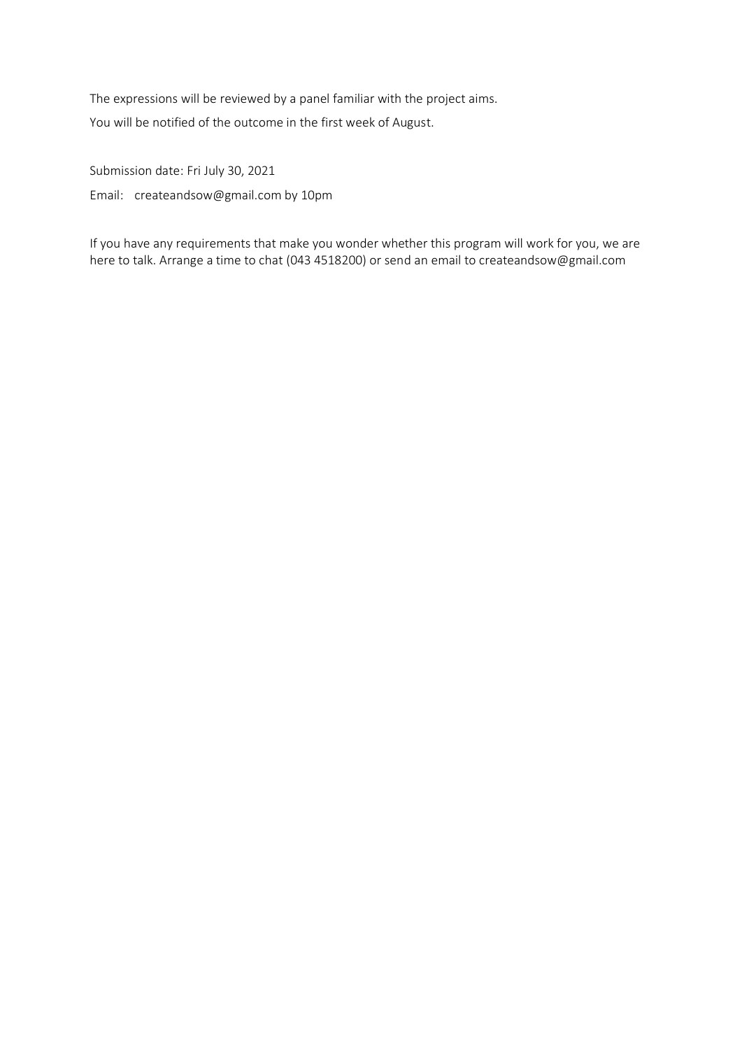The expressions will be reviewed by a panel familiar with the project aims.

You will be notified of the outcome in the first week of August.

Submission date: Fri July 30, 2021

Email: createandsow@gmail.com by 10pm

If you have any requirements that make you wonder whether this program will work for you, we are here to talk. Arrange a time to chat (043 4518200) or send an email to createandsow@gmail.com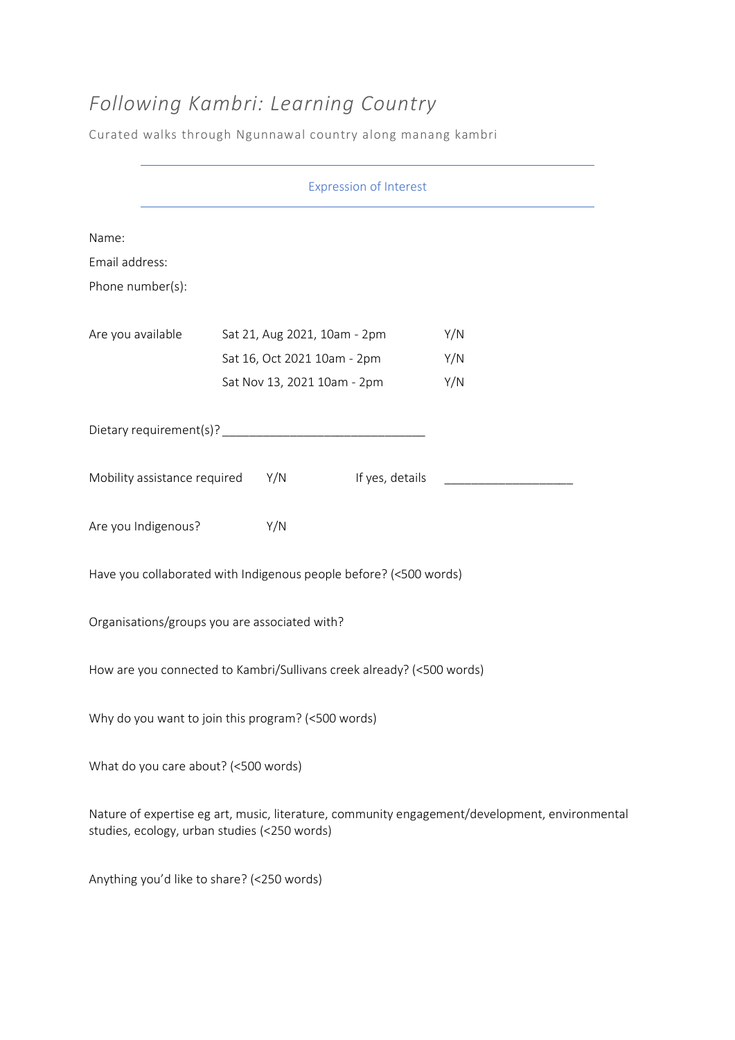# *Following Kambri: Learning Country*

Curated walks through Ngunnawal country along manang kambri

---

Expression of Interest

---

Name:

Email address:

Phone number(s):

| | | |
|---|---|---|
| Are you available | Sat 21, Aug 2021, 10am - 2pm | Y/N |
| | Sat 16, Oct 2021 10am - 2pm | Y/N |
| | Sat Nov 13, 2021 10am - 2pm | Y/N |

Dietary requirement(s)? ______________________________

Mobility assistance required Y/N If yes, details ___________________

Are you Indigenous? Y/N

Have you collaborated with Indigenous people before? (<500 words)

Organisations/groups you are associated with?

How are you connected to Kambri/Sullivans creek already? (<500 words)

Why do you want to join this program? (<500 words)

What do you care about? (<500 words)

Nature of expertise eg art, music, literature, community engagement/development, environmental studies, ecology, urban studies (<250 words)

Anything you'd like to share? (<250 words)